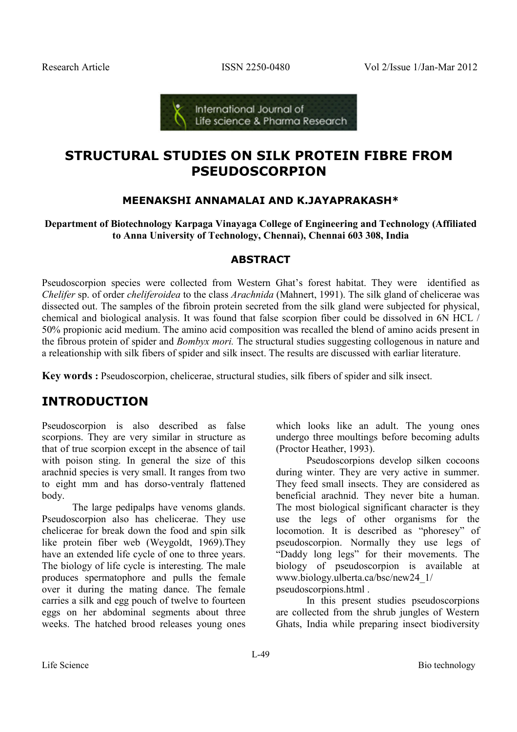# STRUCTURAL STUDIES ON SILK PROTEIN FIBRE FROM PSEUDOSCORPION

**MEENAKSHI ANNAMALAI AND K.JAYAPRAKASH***

**Department of Biotechnology Karpaga Vinayaga College of Engineering and Technology (Affiliated to Anna University of Technology, Chennai), Chennai 603 308, India**

## ABSTRACT

Pseudoscorpion species were collected from Western Ghat's forest habitat. They were identified as *Chelifer* sp. of order *cheliferoidea* to the class *Arachnida* (Mahnert, 1991). The silk gland of chelicerae was dissected out. The samples of the fibroin protein secreted from the silk gland were subjected for physical, chemical and biological analysis. It was found that false scorpion fiber could be dissolved in 6N HCL / 50% propionic acid medium. The amino acid composition was recalled the blend of amino acids present in the fibrous protein of spider and *Bombyx mori.* The structural studies suggesting collogenous in nature and a releationship with silk fibers of spider and silk insect. The results are discussed with earliar literature.

**Key words :** Pseudoscorpion, chelicerae, structural studies, silk fibers of spider and silk insect.

## INTRODUCTION

Pseudoscorpion is also described as false scorpions. They are very similar in structure as that of true scorpion except in the absence of tail with poison sting. In general the size of this arachnid species is very small. It ranges from two to eight mm and has dorso-ventraly flattened body.

The large pedipalps have venoms glands. Pseudoscorpion also has chelicerae. They use chelicerae for break down the food and spin silk like protein fiber web (Weygoldt, 1969).They have an extended life cycle of one to three years. The biology of life cycle is interesting. The male produces spermatophore and pulls the female over it during the mating dance. The female carries a silk and egg pouch of twelve to fourteen eggs on her abdominal segments about three weeks. The hatched brood releases young ones which looks like an adult. The young ones undergo three moultings before becoming adults (Proctor Heather, 1993).

Pseudoscorpions develop silken cocoons during winter. They are very active in summer. They feed small insects. They are considered as beneficial arachnid. They never bite a human. The most biological significant character is they use the legs of other organisms for the locomotion. It is described as "phoresey" of pseudoscorpion. Normally they use legs of "Daddy long legs" for their movements. The biology of pseudoscorpion is available at www.biology.ulberta.ca/bsc/new24_1/ pseudoscorpions.html .

In this present studies pseudoscorpions are collected from the shrub jungles of Western Ghats, India while preparing insect biodiversity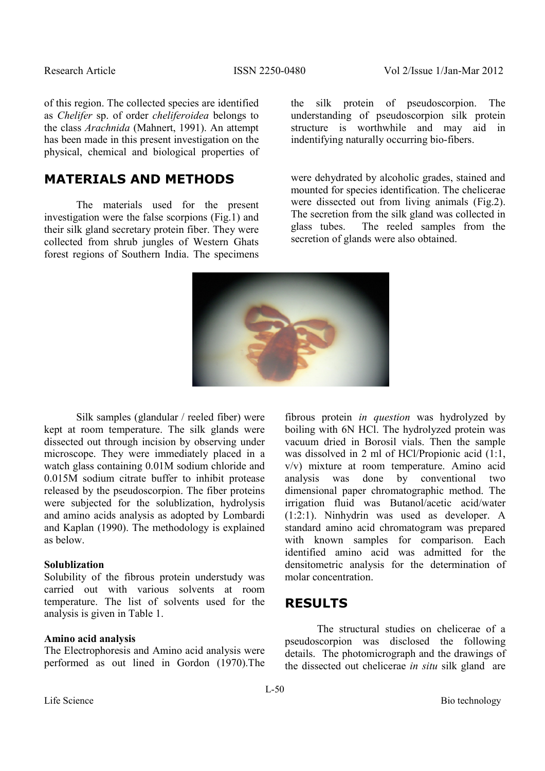of this region. The collected species are identified as *Chelifer* sp. of order *cheliferoidea* belongs to the class *Arachnida* (Mahnert, 1991). An attempt has been made in this present investigation on the physical, chemical and biological properties of the silk protein of pseudoscorpion. The understanding of pseudoscorpion silk protein structure is worthwhile and may aid in indentifying naturally occurring bio-fibers.

## MATERIALS AND METHODS

The materials used for the present investigation were the false scorpions (Fig.1) and their silk gland secretary protein fiber. They were collected from shrub jungles of Western Ghats forest regions of Southern India. The specimens were dehydrated by alcoholic grades, stained and mounted for species identification. The chelicerae were dissected out from living animals (Fig.2). The secretion from the silk gland was collected in glass tubes. The reeled samples from the secretion of glands were also obtained.

Silk samples (glandular / reeled fiber) were kept at room temperature. The silk glands were dissected out through incision by observing under microscope. They were immediately placed in a watch glass containing 0.01M sodium chloride and 0.015M sodium citrate buffer to inhibit protease released by the pseudoscorpion. The fiber proteins were subjected for the solublization, hydrolysis and amino acids analysis as adopted by Lombardi and Kaplan (1990). The methodology is explained as below.

**Solublization**

Solubility of the fibrous protein understudy was carried out with various solvents at room temperature. The list of solvents used for the analysis is given in Table 1.

**Amino acid analysis**

The Electrophoresis and Amino acid analysis were performed as out lined in Gordon (1970).The fibrous protein *in question* was hydrolyzed by boiling with 6N HCl. The hydrolyzed protein was vacuum dried in Borosil vials. Then the sample was dissolved in 2 ml of HCl/Propionic acid (1:1, v/v) mixture at room temperature. Amino acid analysis was done by conventional two dimensional paper chromatographic method. The irrigation fluid was Butanol/acetic acid/water (1:2:1). Ninhydrin was used as developer. A standard amino acid chromatogram was prepared with known samples for comparison. Each identified amino acid was admitted for the densitometric analysis for the determination of molar concentration.

## RESULTS

The structural studies on chelicerae of a pseudoscorpion was disclosed the following details. The photomicrograph and the drawings of the dissected out chelicerae *in situ* silk gland are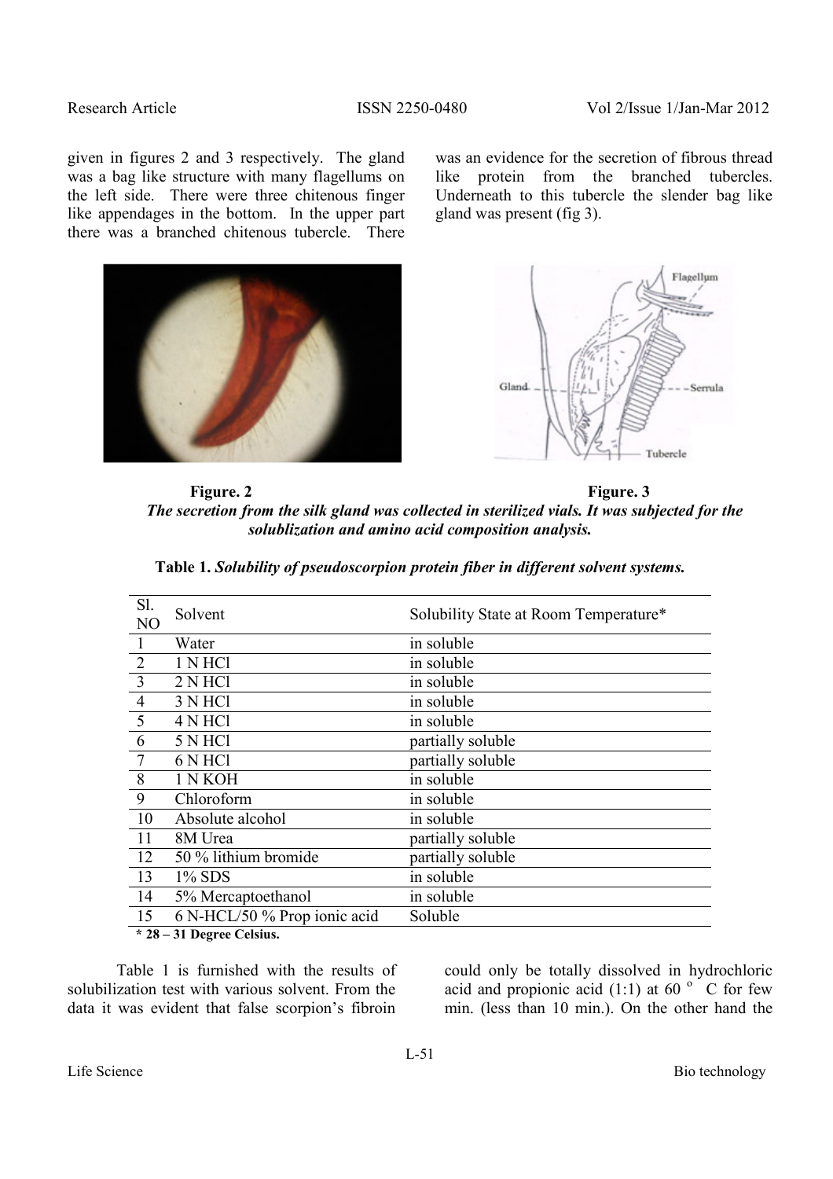given in figures 2 and 3 respectively. The gland was a bag like structure with many flagellums on the left side. There were three chitenous finger like appendages in the bottom. In the upper part there was a branched chitenous tubercle. There was an evidence for the secretion of fibrous thread like protein from the branched tubercles. Underneath to this tubercle the slender bag like gland was present (fig 3).

**Figure. 2** **Figure. 3**

***The secretion from the silk gland was collected in sterilized vials. It was subjected for the solublization and amino acid composition analysis.***

**Table 1. *Solubility of pseudoscorpion protein fiber in different solvent systems.***

| Sl. NO | Solvent | Solubility State at Room Temperature* |
|---|---|---|
| 1 | Water | in soluble |
| 2 | 1 N HCl | in soluble |
| 3 | 2 N HCl | in soluble |
| 4 | 3 N HCl | in soluble |
| 5 | 4 N HCl | in soluble |
| 6 | 5 N HCl | partially soluble |
| 7 | 6 N HCl | partially soluble |
| 8 | 1 N KOH | in soluble |
| 9 | Chloroform | in soluble |
| 10 | Absolute alcohol | in soluble |
| 11 | 8M Urea | partially soluble |
| 12 | 50 % lithium bromide | partially soluble |
| 13 | 1% SDS | in soluble |
| 14 | 5% Mercaptoethanol | in soluble |
| 15 | 6 N-HCL/50 % Prop ionic acid | Soluble |

**\* 28 – 31 Degree Celsius.**

Table 1 is furnished with the results of solubilization test with various solvent. From the data it was evident that false scorpion's fibroin could only be totally dissolved in hydrochloric acid and propionic acid (1:1) at 60 $^{o}$ C for few min. (less than 10 min.). On the other hand the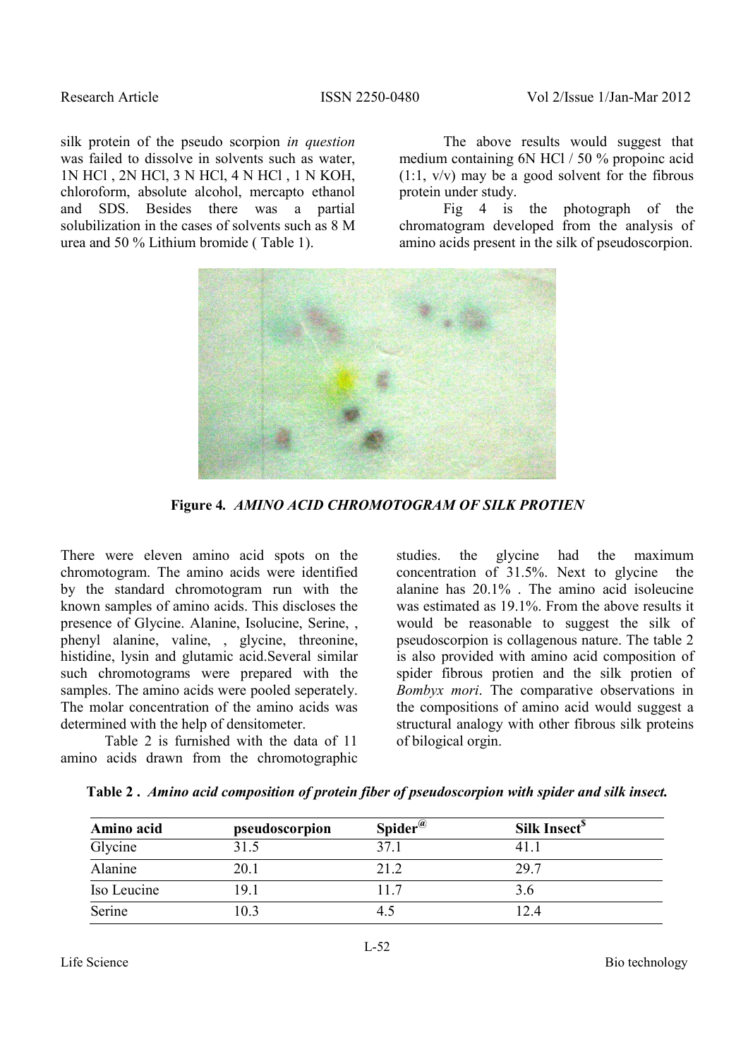silk protein of the pseudo scorpion *in question* was failed to dissolve in solvents such as water, 1N HCl , 2N HCl, 3 N HCl, 4 N HCl , 1 N KOH, chloroform, absolute alcohol, mercapto ethanol and SDS. Besides there was a partial solubilization in the cases of solvents such as 8 M urea and 50 % Lithium bromide ( Table 1).

The above results would suggest that medium containing 6N HCl / 50 % propoinc acid (1:1, v/v) may be a good solvent for the fibrous protein under study.

Fig 4 is the photograph of the chromatogram developed from the analysis of amino acids present in the silk of pseudoscorpion.

**Figure 4.** ***AMINO ACID CHROMOTOGRAM OF SILK PROTIEN***

There were eleven amino acid spots on the chromotogram. The amino acids were identified by the standard chromotogram run with the known samples of amino acids. This discloses the presence of Glycine. Alanine, Isolucine, Serine, , phenyl alanine, valine, , glycine, threonine, histidine, lysin and glutamic acid.Several similar such chromotograms were prepared with the samples. The amino acids were pooled seperately. The molar concentration of the amino acids was determined with the help of densitometer.

Table 2 is furnished with the data of 11 amino acids drawn from the chromotographic studies. the glycine had the maximum concentration of 31.5%. Next to glycine the alanine has 20.1% . The amino acid isoleucine was estimated as 19.1%. From the above results it would be reasonable to suggest the silk of pseudoscorpion is collagenous nature. The table 2 is also provided with amino acid composition of spider fibrous protien and the silk protien of *Bombyx mori*. The comparative observations in the compositions of amino acid would suggest a structural analogy with other fibrous silk proteins of bilogical orgin.

**Table 2 .** ***Amino acid composition of protein fiber of pseudoscorpion with spider and silk insect.***

| Amino acid | pseudoscorpion | Spider[@] | Silk Insect[$] |
|---|---|---|---|
| Glycine | 31.5 | 37.1 | 41.1 |
| Alanine | 20.1 | 21.2 | 29.7 |
| Iso Leucine | 19.1 | 11.7 | 3.6 |
| Serine | 10.3 | 4.5 | 12.4 |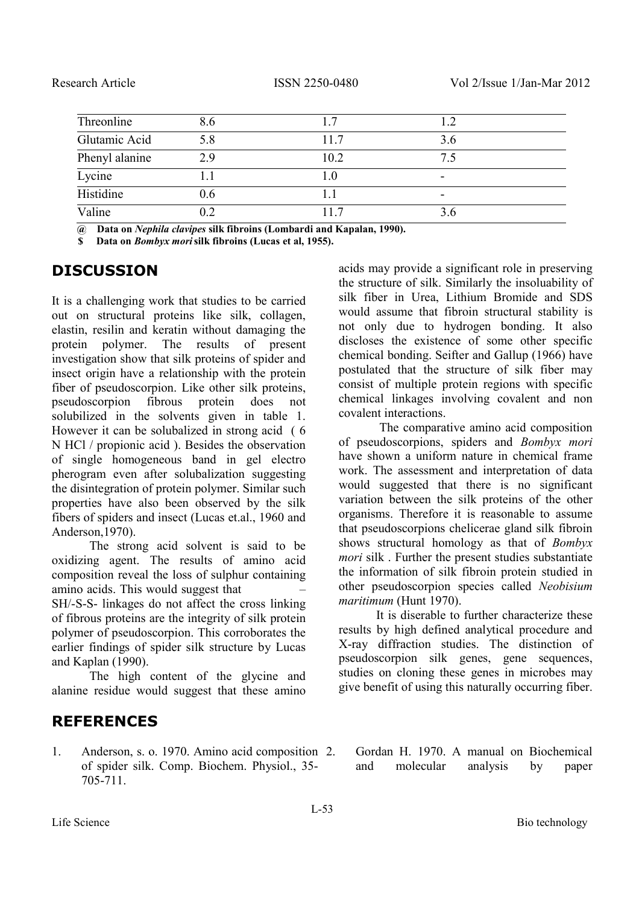| Threonline | 8.6 | 1.7 | 1.2 |
|---|---|---|---|
| Glutamic Acid | 5.8 | 11.7 | 3.6 |
| Phenyl alanine | 2.9 | 10.2 | 7.5 |
| Lycine | 1.1 | 1.0 | - |
| Histidine | 0.6 | 1.1 | - |
| Valine | 0.2 | 11.7 | 3.6 |

**@ Data on *Nephila clavipes* silk fibroins (Lombardi and Kapalan, 1990).**

**$ Data on *Bombyx mori* silk fibroins (Lucas et al, 1955).**

## DISCUSSION

It is a challenging work that studies to be carried out on structural proteins like silk, collagen, elastin, resilin and keratin without damaging the protein polymer. The results of present investigation show that silk proteins of spider and insect origin have a relationship with the protein fiber of pseudoscorpion. Like other silk proteins, pseudoscorpion fibrous protein does not solubilized in the solvents given in table 1. However it can be solubalized in strong acid ( 6 N HCl / propionic acid ). Besides the observation of single homogeneous band in gel electro pherogram even after solubalization suggesting the disintegration of protein polymer. Similar such properties have also been observed by the silk fibers of spiders and insect (Lucas et.al., 1960 and Anderson,1970).

The strong acid solvent is said to be oxidizing agent. The results of amino acid composition reveal the loss of sulphur containing amino acids. This would suggest that –SH/-S-S- linkages do not affect the cross linking of fibrous proteins are the integrity of silk protein polymer of pseudoscorpion. This corroborates the earlier findings of spider silk structure by Lucas and Kaplan (1990).

The high content of the glycine and alanine residue would suggest that these amino acids may provide a significant role in preserving the structure of silk. Similarly the insoluability of silk fiber in Urea, Lithium Bromide and SDS would assume that fibroin structural stability is not only due to hydrogen bonding. It also discloses the existence of some other specific chemical bonding. Seifter and Gallup (1966) have postulated that the structure of silk fiber may consist of multiple protein regions with specific chemical linkages involving covalent and non covalent interactions.

The comparative amino acid composition of pseudoscorpions, spiders and *Bombyx mori* have shown a uniform nature in chemical frame work. The assessment and interpretation of data would suggested that there is no significant variation between the silk proteins of the other organisms. Therefore it is reasonable to assume that pseudoscorpions chelicerae gland silk fibroin shows structural homology as that of *Bombyx mori* silk . Further the present studies substantiate the information of silk fibroin protein studied in other pseudoscorpion species called *Neobisium maritimum* (Hunt 1970).

It is diserable to further characterize these results by high defined analytical procedure and X-ray diffraction studies. The distinction of pseudoscorpion silk genes, gene sequences, studies on cloning these genes in microbes may give benefit of using this naturally occurring fiber.

## REFERENCES

1. Anderson, s. o. 1970. Amino acid composition of spider silk. Comp. Biochem. Physiol., 35- 705-711.
2. Gordan H. 1970. A manual on Biochemical and molecular analysis by paper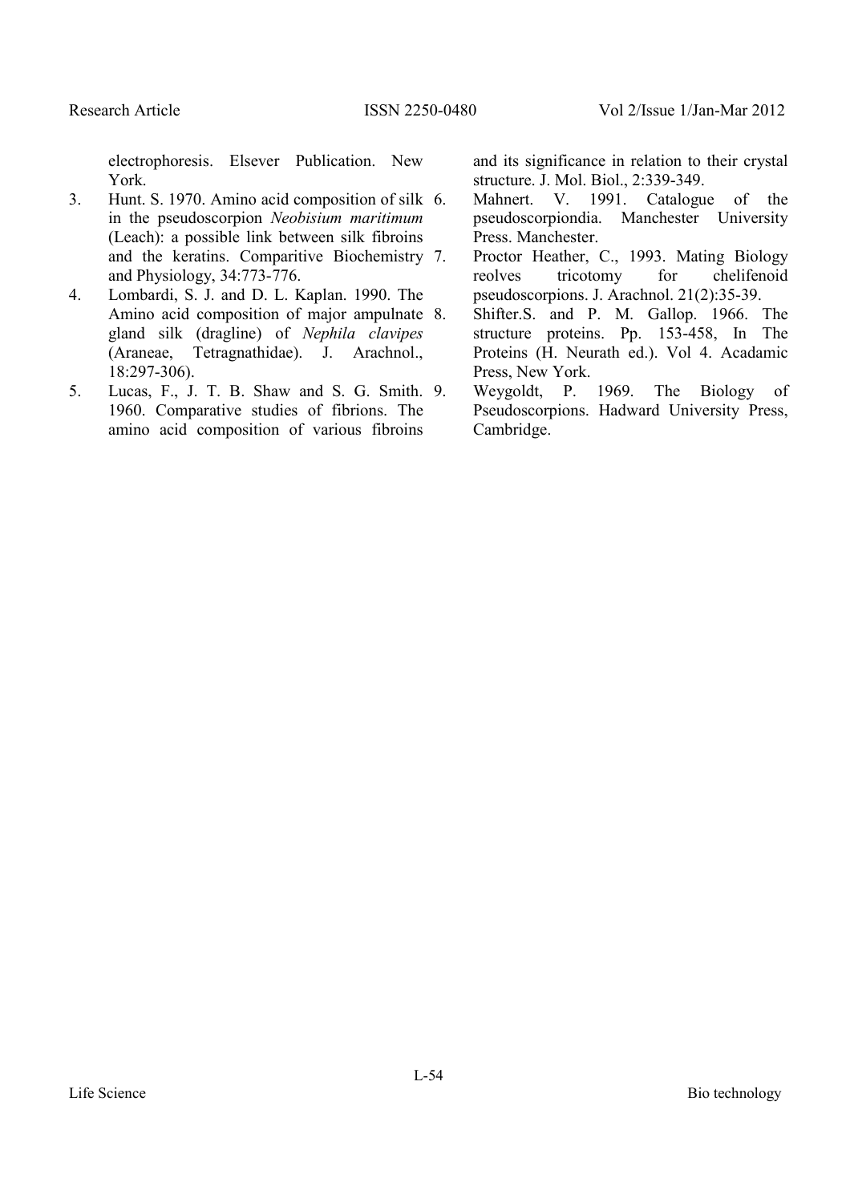electrophoresis. Elsever Publication. New York.

3. Hunt. S. 1970. Amino acid composition of silk in the pseudoscorpion *Neobisium maritimum* (Leach): a possible link between silk fibroins and the keratins. Comparitive Biochemistry and Physiology, 34:773-776.
4. Lombardi, S. J. and D. L. Kaplan. 1990. The Amino acid composition of major ampulnate gland silk (dragline) of *Nephila clavipes* (Araneae, Tetragnathidae). J. Arachnol., 18:297-306).
5. Lucas, F., J. T. B. Shaw and S. G. Smith. 1960. Comparative studies of fibrions. The amino acid composition of various fibroins and its significance in relation to their crystal structure. J. Mol. Biol., 2:339-349.
6. Mahnert. V. 1991. Catalogue of the pseudoscorpiondia. Manchester University Press. Manchester.
7. Proctor Heather, C., 1993. Mating Biology reolves tricotomy for chelifenoid pseudoscorpions. J. Arachnol. 21(2):35-39.
8. Shifter.S. and P. M. Gallop. 1966. The structure proteins. Pp. 153-458, In The Proteins (H. Neurath ed.). Vol 4. Acadamic Press, New York.
9. Weygoldt, P. 1969. The Biology of Pseudoscorpions. Hadward University Press, Cambridge.